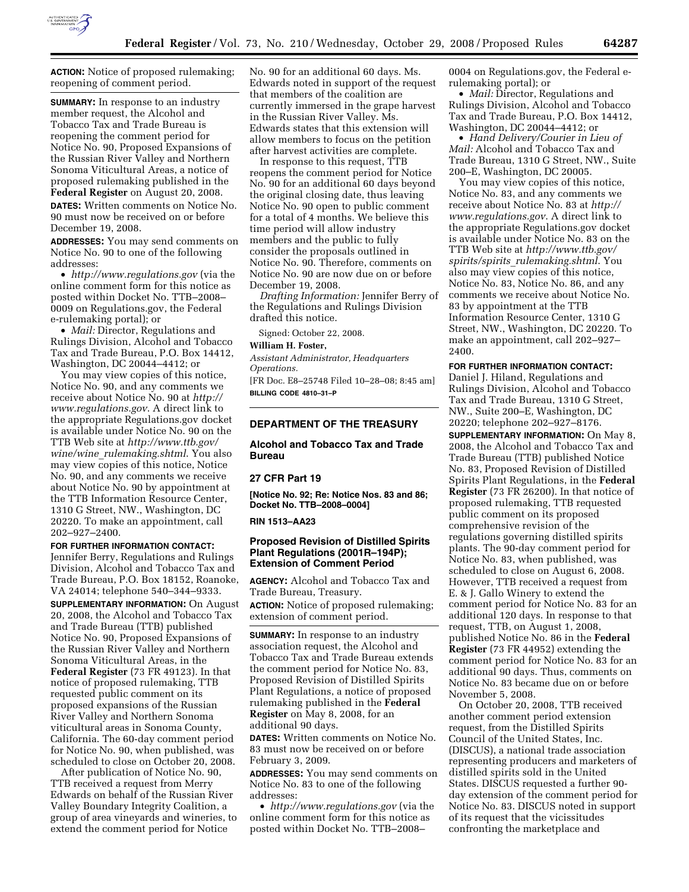**ACTION:** Notice of proposed rulemaking; reopening of comment period.

**SUMMARY:** In response to an industry member request, the Alcohol and Tobacco Tax and Trade Bureau is reopening the comment period for Notice No. 90, Proposed Expansions of the Russian River Valley and Northern Sonoma Viticultural Areas, a notice of proposed rulemaking published in the **Federal Register** on August 20, 2008.

**DATES:** Written comments on Notice No. 90 must now be received on or before December 19, 2008.

**ADDRESSES:** You may send comments on Notice No. 90 to one of the following addresses:

- *http://www.regulations.gov* (via the online comment form for this notice as posted within Docket No. TTB–2008–0009 on Regulations.gov, the Federal e-rulemaking portal); or
- *Mail:* Director, Regulations and Rulings Division, Alcohol and Tobacco Tax and Trade Bureau, P.O. Box 14412, Washington, DC 20044–4412; or

You may view copies of this notice, Notice No. 90, and any comments we receive about Notice No. 90 at *http://www.regulations.gov*. A direct link to the appropriate Regulations.gov docket is available under Notice No. 90 on the TTB Web site at *http://www.ttb.gov/wine/wine_rulemaking.shtml*. You also may view copies of this notice, Notice No. 90, and any comments we receive about Notice No. 90 by appointment at the TTB Information Resource Center, 1310 G Street, NW., Washington, DC 20220. To make an appointment, call 202–927–2400.

**FOR FURTHER INFORMATION CONTACT:** Jennifer Berry, Regulations and Rulings Division, Alcohol and Tobacco Tax and Trade Bureau, P.O. Box 18152, Roanoke, VA 24014; telephone 540–344–9333.

**SUPPLEMENTARY INFORMATION:** On August 20, 2008, the Alcohol and Tobacco Tax and Trade Bureau (TTB) published Notice No. 90, Proposed Expansions of the Russian River Valley and Northern Sonoma Viticultural Areas, in the **Federal Register** (73 FR 49123). In that notice of proposed rulemaking, TTB requested public comment on its proposed expansions of the Russian River Valley and Northern Sonoma viticultural areas in Sonoma County, California. The 60-day comment period for Notice No. 90, when published, was scheduled to close on October 20, 2008.

After publication of Notice No. 90, TTB received a request from Merry Edwards on behalf of the Russian River Valley Boundary Integrity Coalition, a group of area vineyards and wineries, to extend the comment period for Notice No. 90 for an additional 60 days. Ms. Edwards noted in support of the request that members of the coalition are currently immersed in the grape harvest in the Russian River Valley. Ms. Edwards states that this extension will allow members to focus on the petition after harvest activities are complete.

In response to this request, TTB reopens the comment period for Notice No. 90 for an additional 60 days beyond the original closing date, thus leaving Notice No. 90 open to public comment for a total of 4 months. We believe this time period will allow industry members and the public to fully consider the proposals outlined in Notice No. 90. Therefore, comments on Notice No. 90 are now due on or before December 19, 2008.

*Drafting Information:* Jennifer Berry of the Regulations and Rulings Division drafted this notice.

Signed: October 22, 2008.

**William H. Foster,**

*Assistant Administrator, Headquarters Operations.*

[FR Doc. E8–25748 Filed 10–28–08; 8:45 am]

**BILLING CODE 4810–31–P**

---

## DEPARTMENT OF THE TREASURY

### Alcohol and Tobacco Tax and Trade Bureau

### 27 CFR Part 19

**[Notice No. 92; Re: Notice Nos. 83 and 86; Docket No. TTB–2008–0004]**

**RIN 1513–AA23**

### Proposed Revision of Distilled Spirits Plant Regulations (2001R–194P); Extension of Comment Period

**AGENCY:** Alcohol and Tobacco Tax and Trade Bureau, Treasury.

**ACTION:** Notice of proposed rulemaking; extension of comment period.

**SUMMARY:** In response to an industry association request, the Alcohol and Tobacco Tax and Trade Bureau extends the comment period for Notice No. 83, Proposed Revision of Distilled Spirits Plant Regulations, a notice of proposed rulemaking published in the **Federal Register** on May 8, 2008, for an additional 90 days.

**DATES:** Written comments on Notice No. 83 must now be received on or before February 3, 2009.

**ADDRESSES:** You may send comments on Notice No. 83 to one of the following addresses:

- *http://www.regulations.gov* (via the online comment form for this notice as posted within Docket No. TTB–2008–0004 on Regulations.gov, the Federal e-rulemaking portal); or
- *Mail:* Director, Regulations and Rulings Division, Alcohol and Tobacco Tax and Trade Bureau, P.O. Box 14412, Washington, DC 20044–4412; or
- *Hand Delivery/Courier in Lieu of Mail:* Alcohol and Tobacco Tax and Trade Bureau, 1310 G Street, NW., Suite 200–E, Washington, DC 20005.

You may view copies of this notice, Notice No. 83, and any comments we receive about Notice No. 83 at *http://www.regulations.gov*. A direct link to the appropriate Regulations.gov docket is available under Notice No. 83 on the TTB Web site at *http://www.ttb.gov/spirits/spirits_rulemaking.shtml*. You also may view copies of this notice, Notice No. 83, Notice No. 86, and any comments we receive about Notice No. 83 by appointment at the TTB Information Resource Center, 1310 G Street, NW., Washington, DC 20220. To make an appointment, call 202–927–2400.

**FOR FURTHER INFORMATION CONTACT:** Daniel J. Hiland, Regulations and Rulings Division, Alcohol and Tobacco Tax and Trade Bureau, 1310 G Street, NW., Suite 200–E, Washington, DC 20220; telephone 202–927–8176.

**SUPPLEMENTARY INFORMATION:** On May 8, 2008, the Alcohol and Tobacco Tax and Trade Bureau (TTB) published Notice No. 83, Proposed Revision of Distilled Spirits Plant Regulations, in the **Federal Register** (73 FR 26200). In that notice of proposed rulemaking, TTB requested public comment on its proposed comprehensive revision of the regulations governing distilled spirits plants. The 90-day comment period for Notice No. 83, when published, was scheduled to close on August 6, 2008. However, TTB received a request from E. & J. Gallo Winery to extend the comment period for Notice No. 83 for an additional 120 days. In response to that request, TTB, on August 1, 2008, published Notice No. 86 in the **Federal Register** (73 FR 44952) extending the comment period for Notice No. 83 for an additional 90 days. Thus, comments on Notice No. 83 became due on or before November 5, 2008.

On October 20, 2008, TTB received another comment period extension request, from the Distilled Spirits Council of the United States, Inc. (DISCUS), a national trade association representing producers and marketers of distilled spirits sold in the United States. DISCUS requested a further 90-day extension of the comment period for Notice No. 83. DISCUS noted in support of its request that the vicissitudes confronting the marketplace and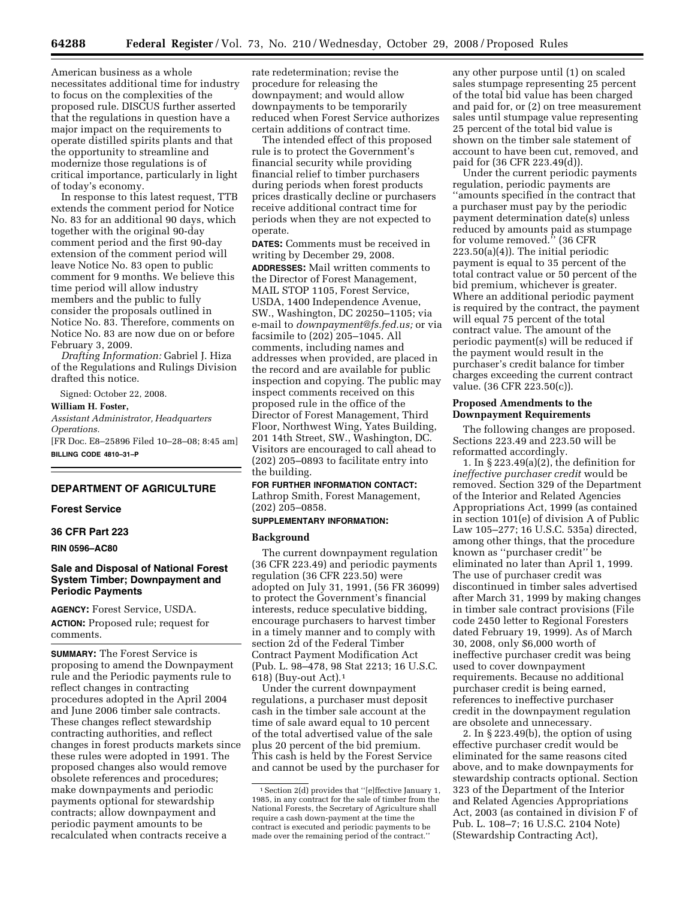American business as a whole necessitates additional time for industry to focus on the complexities of the proposed rule. DISCUS further asserted that the regulations in question have a major impact on the requirements to operate distilled spirits plants and that the opportunity to streamline and modernize those regulations is of critical importance, particularly in light of today's economy.

In response to this latest request, TTB extends the comment period for Notice No. 83 for an additional 90 days, which together with the original 90-day comment period and the first 90-day extension of the comment period will leave Notice No. 83 open to public comment for 9 months. We believe this time period will allow industry members and the public to fully consider the proposals outlined in Notice No. 83. Therefore, comments on Notice No. 83 are now due on or before February 3, 2009.

*Drafting Information:* Gabriel J. Hiza of the Regulations and Rulings Division drafted this notice.

Signed: October 22, 2008.

**William H. Foster,**

*Assistant Administrator, Headquarters Operations.*

[FR Doc. E8–25896 Filed 10–28–08; 8:45 am]

**BILLING CODE 4810–31–P**

---

## DEPARTMENT OF AGRICULTURE

### Forest Service

### 36 CFR Part 223

**RIN 0596–AC80**

### Sale and Disposal of National Forest System Timber; Downpayment and Periodic Payments

**AGENCY:** Forest Service, USDA.

**ACTION:** Proposed rule; request for comments.

**SUMMARY:** The Forest Service is proposing to amend the Downpayment rule and the Periodic payments rule to reflect changes in contracting procedures adopted in the April 2004 and June 2006 timber sale contracts. These changes reflect stewardship contracting authorities, and reflect changes in forest products markets since these rules were adopted in 1991. The proposed changes also would remove obsolete references and procedures; make downpayments and periodic payments optional for stewardship contracts; allow downpayment and periodic payment amounts to be recalculated when contracts receive a rate redetermination; revise the procedure for releasing the downpayment; and would allow downpayments to be temporarily reduced when Forest Service authorizes certain additions of contract time.

The intended effect of this proposed rule is to protect the Government's financial security while providing financial relief to timber purchasers during periods when forest products prices drastically decline or purchasers receive additional contract time for periods when they are not expected to operate.

**DATES:** Comments must be received in writing by December 29, 2008.

**ADDRESSES:** Mail written comments to the Director of Forest Management, MAIL STOP 1105, Forest Service, USDA, 1400 Independence Avenue, SW., Washington, DC 20250–1105; via e-mail to *downpayment@fs.fed.us;* or via facsimile to (202) 205–1045. All comments, including names and addresses when provided, are placed in the record and are available for public inspection and copying. The public may inspect comments received on this proposed rule in the office of the Director of Forest Management, Third Floor, Northwest Wing, Yates Building, 201 14th Street, SW., Washington, DC. Visitors are encouraged to call ahead to (202) 205–0893 to facilitate entry into the building.

**FOR FURTHER INFORMATION CONTACT:** Lathrop Smith, Forest Management, (202) 205–0858.

**SUPPLEMENTARY INFORMATION:**

#### Background

The current downpayment regulation (36 CFR 223.49) and periodic payments regulation (36 CFR 223.50) were adopted on July 31, 1991, (56 FR 36099) to protect the Government's financial interests, reduce speculative bidding, encourage purchasers to harvest timber in a timely manner and to comply with section 2d of the Federal Timber Contract Payment Modification Act (Pub. L. 98–478, 98 Stat 2213; 16 U.S.C. 618) (Buy-out Act).[1]

Under the current downpayment regulations, a purchaser must deposit cash in the timber sale account at the time of sale award equal to 10 percent of the total advertised value of the sale plus 20 percent of the bid premium. This cash is held by the Forest Service and cannot be used by the purchaser for any other purpose until (1) on scaled sales stumpage representing 25 percent of the total bid value has been charged and paid for, or (2) on tree measurement sales until stumpage value representing 25 percent of the total bid value is shown on the timber sale statement of account to have been cut, removed, and paid for (36 CFR 223.49(d)).

Under the current periodic payments regulation, periodic payments are ''amounts specified in the contract that a purchaser must pay by the periodic payment determination date(s) unless reduced by amounts paid as stumpage for volume removed.'' (36 CFR 223.50(a)(4)). The initial periodic payment is equal to 35 percent of the total contract value or 50 percent of the bid premium, whichever is greater. Where an additional periodic payment is required by the contract, the payment will equal 75 percent of the total contract value. The amount of the periodic payment(s) will be reduced if the payment would result in the purchaser's credit balance for timber charges exceeding the current contract value. (36 CFR 223.50(c)).

#### Proposed Amendments to the Downpayment Requirements

The following changes are proposed. Sections 223.49 and 223.50 will be reformatted accordingly.

1. In § 223.49(a)(2), the definition for *ineffective purchaser credit* would be removed. Section 329 of the Department of the Interior and Related Agencies Appropriations Act, 1999 (as contained in section 101(e) of division A of Public Law 105–277; 16 U.S.C. 535a) directed, among other things, that the procedure known as ''purchaser credit'' be eliminated no later than April 1, 1999. The use of purchaser credit was discontinued in timber sales advertised after March 31, 1999 by making changes in timber sale contract provisions (File code 2450 letter to Regional Foresters dated February 19, 1999). As of March 30, 2008, only $6,000 worth of ineffective purchaser credit was being used to cover downpayment requirements. Because no additional purchaser credit is being earned, references to ineffective purchaser credit in the downpayment regulation are obsolete and unnecessary.

2. In § 223.49(b), the option of using effective purchaser credit would be eliminated for the same reasons cited above, and to make downpayments for stewardship contracts optional. Section 323 of the Department of the Interior and Related Agencies Appropriations Act, 2003 (as contained in division F of Pub. L. 108–7; 16 U.S.C. 2104 Note) (Stewardship Contracting Act),

[1] Section 2(d) provides that ''[e]ffective January 1, 1985, in any contract for the sale of timber from the National Forests, the Secretary of Agriculture shall require a cash down-payment at the time the contract is executed and periodic payments to be made over the remaining period of the contract.''